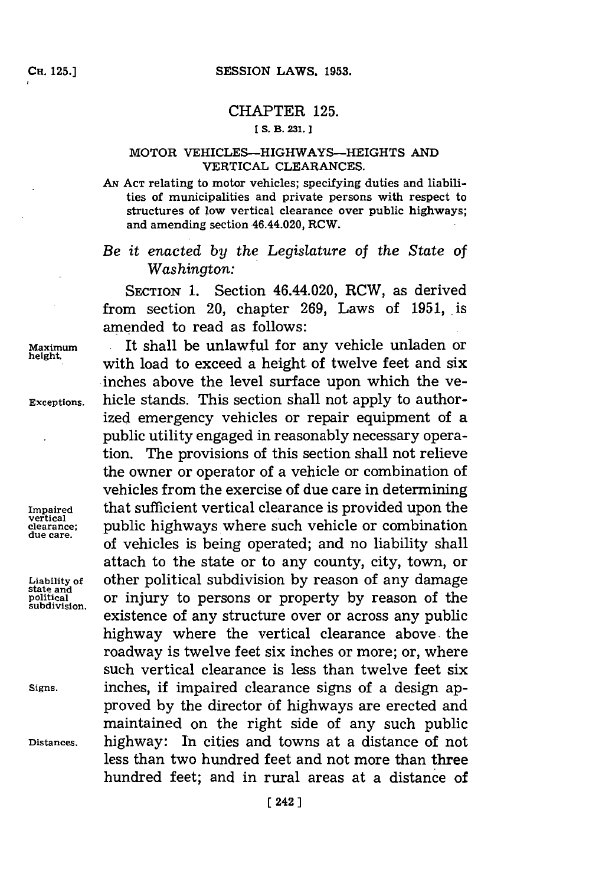## CHAPTER 125.

[S. B. 231.]

### MOTOR VEHICLES—HIGHWAYS—HEIGHTS AND VERTICAL CLEARANCES.

AN ACT relating to motor vehicles; specifying duties and liabilities of municipalities and private persons with respect to structures of low vertical clearance over public highways; and amending section 46.44.020, RCW.

*Be it enacted by the Legislature of the State of Washington:*

SECTION 1. Section 46.44.020, RCW, as derived from section 20, chapter 269, Laws of 1951, is amended to read as follows:

Maximum height. It shall be unlawful for any vehicle unladen or with load to exceed a height of twelve feet and six inches above the level surface upon which the vehicle stands. Exceptions. This section shall not apply to authorized emergency vehicles or repair equipment of a public utility engaged in reasonably necessary operation. The provisions of this section shall not relieve the owner or operator of a vehicle or combination of vehicles from the exercise of due care in determining Impaired vertical clearance; due care. that sufficient vertical clearance is provided upon the public highways where such vehicle or combination of vehicles is being operated; and no liability shall attach to the state or to any county, city, town, or Liability of state and political subdivision. other political subdivision by reason of any damage or injury to persons or property by reason of the existence of any structure over or across any public highway where the vertical clearance above the roadway is twelve feet six inches or more; or, where such vertical clearance is less than twelve feet six Signs. inches, if impaired clearance signs of a design approved by the director of highways are erected and maintained on the right side of any such public Distances. highway: In cities and towns at a distance of not less than two hundred feet and not more than three hundred feet; and in rural areas at a distance of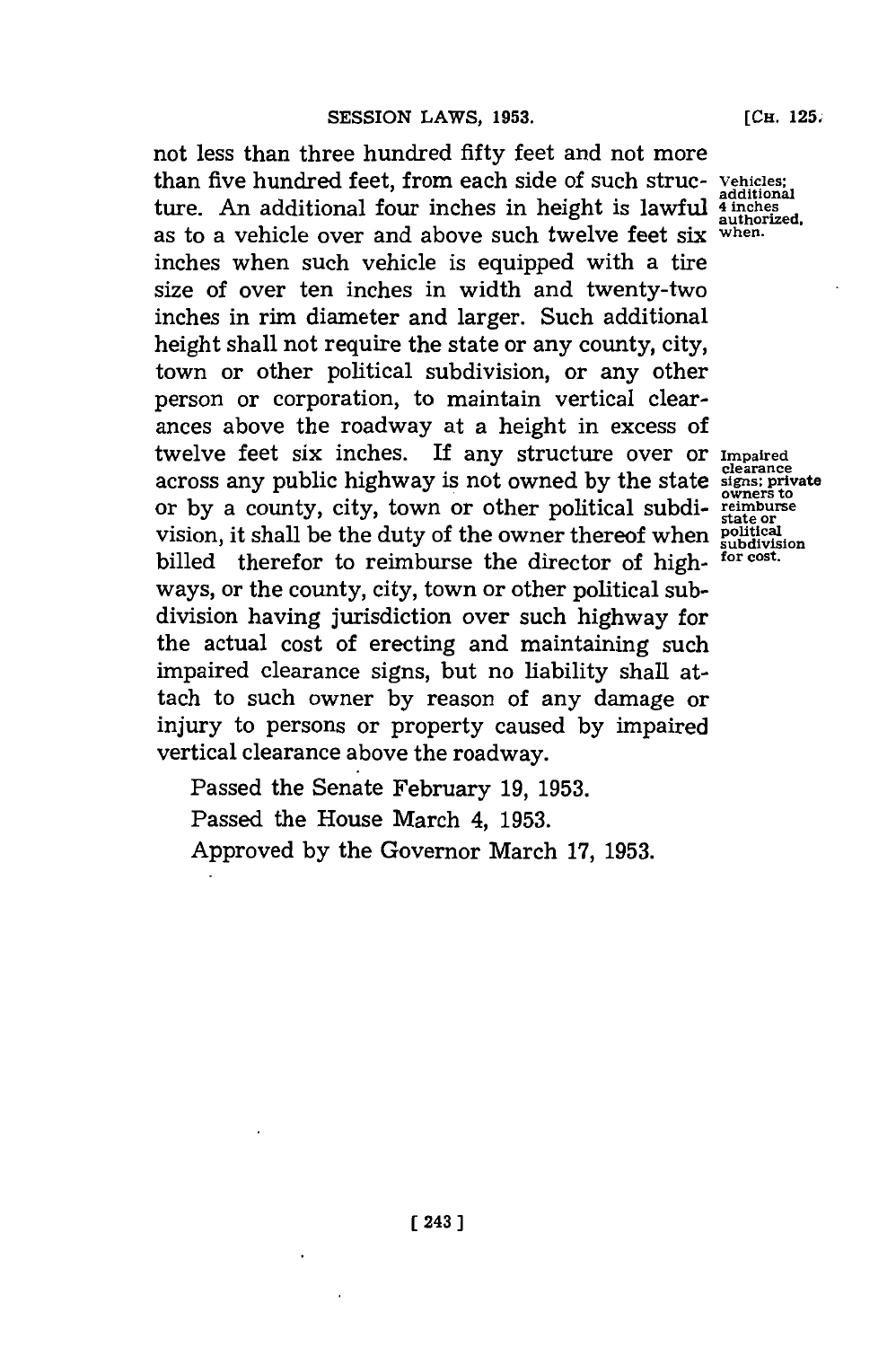not less than three hundred fifty feet and not more than five hundred feet, from each side of such structure. An additional four inches in height is lawful as to a vehicle over and above such twelve feet six inches when such vehicle is equipped with a tire size of over ten inches in width and twenty-two inches in rim diameter and larger. Such additional height shall not require the state or any county, city, town or other political subdivision, or any other person or corporation, to maintain vertical clearances above the roadway at a height in excess of twelve feet six inches. If any structure over or across any public highway is not owned by the state or by a county, city, town or other political subdivision, it shall be the duty of the owner thereof when billed therefor to reimburse the director of highways, or the county, city, town or other political subdivision having jurisdiction over such highway for the actual cost of erecting and maintaining such impaired clearance signs, but no liability shall attach to such owner by reason of any damage or injury to persons or property caused by impaired vertical clearance above the roadway.

Vehicles; additional 4 inches authorized, when.

Impaired clearance signs; private owners to reimburse state or political subdivision for cost.

Passed the Senate February 19, 1953.

Passed the House March 4, 1953.

Approved by the Governor March 17, 1953.